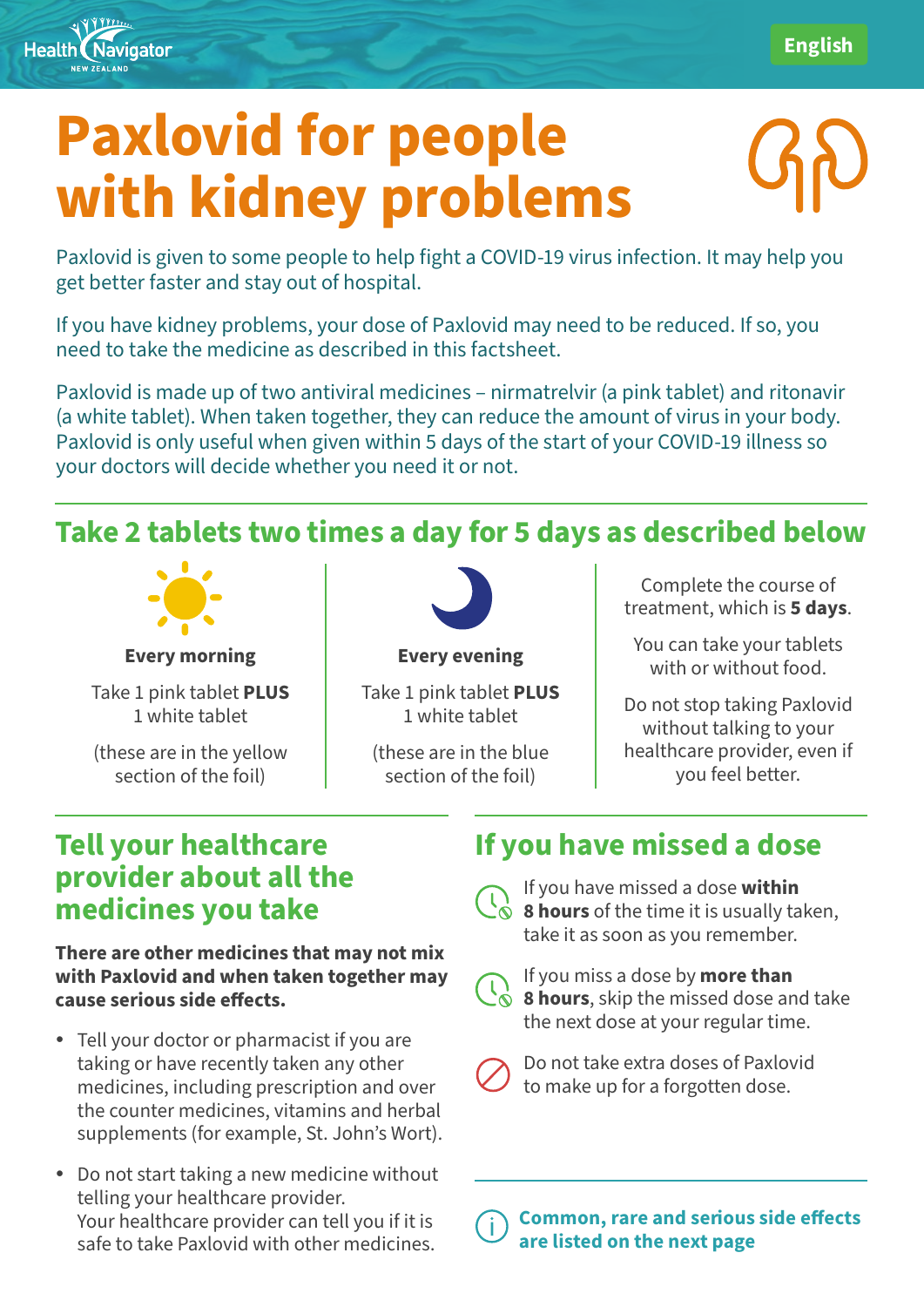English

# Paxlovid for people with kidney problems

Paxlovid is given to some people to help fight a COVID-19 virus infection. It may help you get better faster and stay out of hospital.

If you have kidney problems, your dose of Paxlovid may need to be reduced. If so, you need to take the medicine as described in this factsheet.

Paxlovid is made up of two antiviral medicines – nirmatrelvir (a pink tablet) and ritonavir (a white tablet). When taken together, they can reduce the amount of virus in your body. Paxlovid is only useful when given within 5 days of the start of your COVID-19 illness so your doctors will decide whether you need it or not.

## Take 2 tablets two times a day for 5 days as described below

**Every morning**

Take 1 pink tablet **PLUS** 1 white tablet

(these are in the yellow section of the foil)

**Every evening**

Take 1 pink tablet **PLUS** 1 white tablet

(these are in the blue section of the foil)

Complete the course of treatment, which is **5 days**.

You can take your tablets with or without food.

Do not stop taking Paxlovid without talking to your healthcare provider, even if you feel better.

## Tell your healthcare provider about all the medicines you take

**There are other medicines that may not mix with Paxlovid and when taken together may cause serious side effects.**

- Tell your doctor or pharmacist if you are taking or have recently taken any other medicines, including prescription and over the counter medicines, vitamins and herbal supplements (for example, St. John's Wort).
- Do not start taking a new medicine without telling your healthcare provider. Your healthcare provider can tell you if it is safe to take Paxlovid with other medicines.

## If you have missed a dose

If you have missed a dose **within 8 hours** of the time it is usually taken, take it as soon as you remember.

If you miss a dose by **more than 8 hours**, skip the missed dose and take the next dose at your regular time.

Do not take extra doses of Paxlovid to make up for a forgotten dose.

**Common, rare and serious side effects are listed on the next page**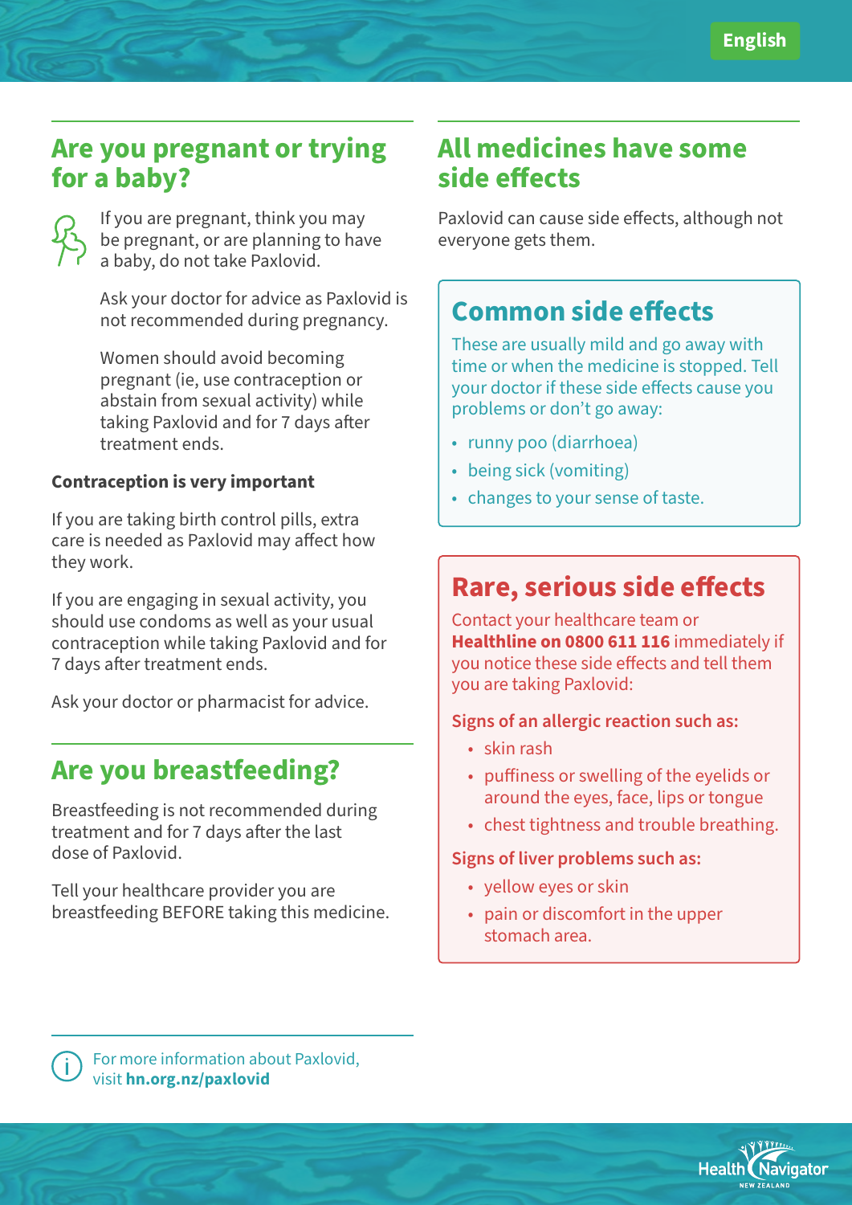## Are you pregnant or trying for a baby?

If you are pregnant, think you may be pregnant, or are planning to have a baby, do not take Paxlovid.

Ask your doctor for advice as Paxlovid is not recommended during pregnancy.

Women should avoid becoming pregnant (ie, use contraception or abstain from sexual activity) while taking Paxlovid and for 7 days after treatment ends.

**Contraception is very important**

If you are taking birth control pills, extra care is needed as Paxlovid may affect how they work.

If you are engaging in sexual activity, you should use condoms as well as your usual contraception while taking Paxlovid and for 7 days after treatment ends.

Ask your doctor or pharmacist for advice.

## Are you breastfeeding?

Breastfeeding is not recommended during treatment and for 7 days after the last dose of Paxlovid.

Tell your healthcare provider you are breastfeeding BEFORE taking this medicine.

## All medicines have some side effects

Paxlovid can cause side effects, although not everyone gets them.

### Common side effects

These are usually mild and go away with time or when the medicine is stopped. Tell your doctor if these side effects cause you problems or don't go away:

- runny poo (diarrhoea)
- being sick (vomiting)
- changes to your sense of taste.

### Rare, serious side effects

Contact your healthcare team or **Healthline on 0800 611 116** immediately if you notice these side effects and tell them you are taking Paxlovid:

**Signs of an allergic reaction such as:**

- skin rash
- puffiness or swelling of the eyelids or around the eyes, face, lips or tongue
- chest tightness and trouble breathing.

**Signs of liver problems such as:**

- yellow eyes or skin
- pain or discomfort in the upper stomach area.

For more information about Paxlovid, visit **hn.org.nz/paxlovid**